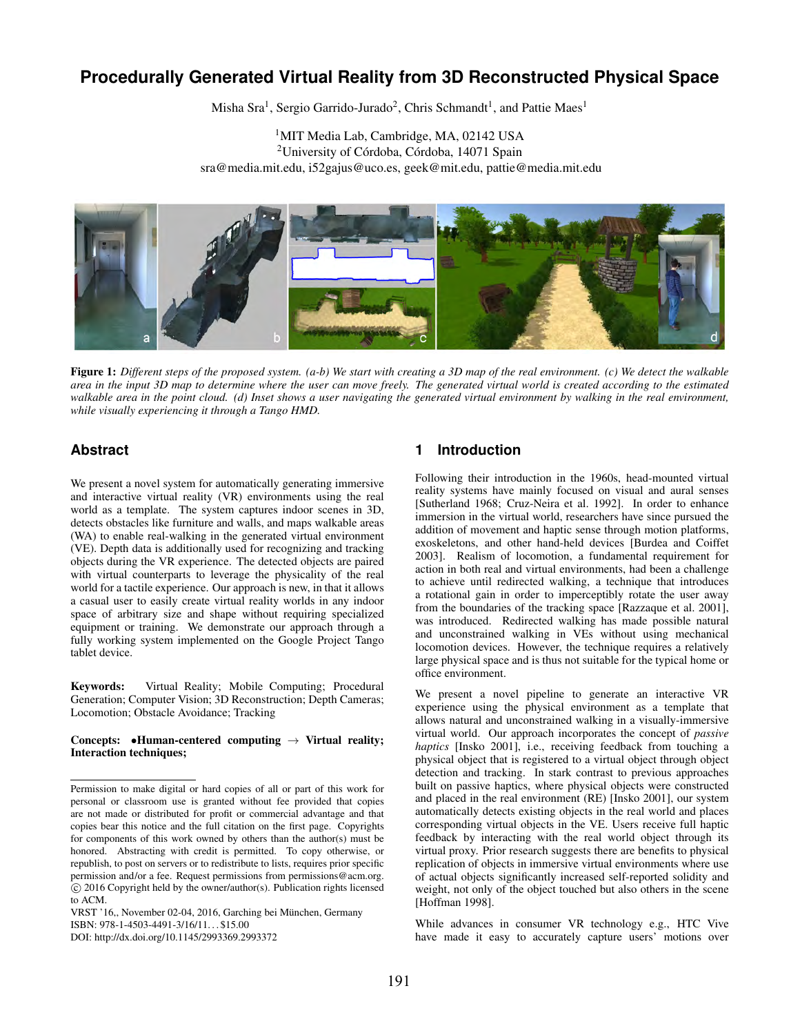# Procedurally Generated Virtual Reality from 3D Reconstructed Physical Space

Misha Sra[1], Sergio Garrido-Jurado[2], Chris Schmandt[1], and Pattie Maes[1]

[1]MIT Media Lab, Cambridge, MA, 02142 USA
[2]University of Córdoba, Córdoba, 14071 Spain
sra@media.mit.edu, i52gajus@uco.es, geek@mit.edu, pattie@media.mit.edu

**Figure 1:** *Different steps of the proposed system. (a-b) We start with creating a 3D map of the real environment. (c) We detect the walkable area in the input 3D map to determine where the user can move freely. The generated virtual world is created according to the estimated walkable area in the point cloud. (d) Inset shows a user navigating the generated virtual environment by walking in the real environment, while visually experiencing it through a Tango HMD.*

## Abstract

We present a novel system for automatically generating immersive and interactive virtual reality (VR) environments using the real world as a template. The system captures indoor scenes in 3D, detects obstacles like furniture and walls, and maps walkable areas (WA) to enable real-walking in the generated virtual environment (VE). Depth data is additionally used for recognizing and tracking objects during the VR experience. The detected objects are paired with virtual counterparts to leverage the physicality of the real world for a tactile experience. Our approach is new, in that it allows a casual user to easily create virtual reality worlds in any indoor space of arbitrary size and shape without requiring specialized equipment or training. We demonstrate our approach through a fully working system implemented on the Google Project Tango tablet device.

**Keywords:** Virtual Reality; Mobile Computing; Procedural Generation; Computer Vision; 3D Reconstruction; Depth Cameras; Locomotion; Obstacle Avoidance; Tracking

**Concepts:** •**Human-centered computing** → **Virtual reality; Interaction techniques;**

Permission to make digital or hard copies of all or part of this work for personal or classroom use is granted without fee provided that copies are not made or distributed for profit or commercial advantage and that copies bear this notice and the full citation on the first page. Copyrights for components of this work owned by others than the author(s) must be honored. Abstracting with credit is permitted. To copy otherwise, or republish, to post on servers or to redistribute to lists, requires prior specific permission and/or a fee. Request permissions from permissions@acm.org. © 2016 Copyright held by the owner/author(s). Publication rights licensed to ACM.
VRST '16,, November 02-04, 2016, Garching bei München, Germany
ISBN: 978-1-4503-4491-3/16/11...$15.00
DOI: http://dx.doi.org/10.1145/2993369.2993372

## 1 Introduction

Following their introduction in the 1960s, head-mounted virtual reality systems have mainly focused on visual and aural senses [Sutherland 1968; Cruz-Neira et al. 1992]. In order to enhance immersion in the virtual world, researchers have since pursued the addition of movement and haptic sense through motion platforms, exoskeletons, and other hand-held devices [Burdea and Coiffet 2003]. Realism of locomotion, a fundamental requirement for action in both real and virtual environments, had been a challenge to achieve until redirected walking, a technique that introduces a rotational gain in order to imperceptibly rotate the user away from the boundaries of the tracking space [Razzaque et al. 2001], was introduced. Redirected walking has made possible natural and unconstrained walking in VEs without using mechanical locomotion devices. However, the technique requires a relatively large physical space and is thus not suitable for the typical home or office environment.

We present a novel pipeline to generate an interactive VR experience using the physical environment as a template that allows natural and unconstrained walking in a visually-immersive virtual world. Our approach incorporates the concept of *passive haptics* [Insko 2001], i.e., receiving feedback from touching a physical object that is registered to a virtual object through object detection and tracking. In stark contrast to previous approaches built on passive haptics, where physical objects were constructed and placed in the real environment (RE) [Insko 2001], our system automatically detects existing objects in the real world and places corresponding virtual objects in the VE. Users receive full haptic feedback by interacting with the real world object through its virtual proxy. Prior research suggests there are benefits to physical replication of objects in immersive virtual environments where use of actual objects significantly increased self-reported solidity and weight, not only of the object touched but also others in the scene [Hoffman 1998].

While advances in consumer VR technology e.g., HTC Vive have made it easy to accurately capture users' motions over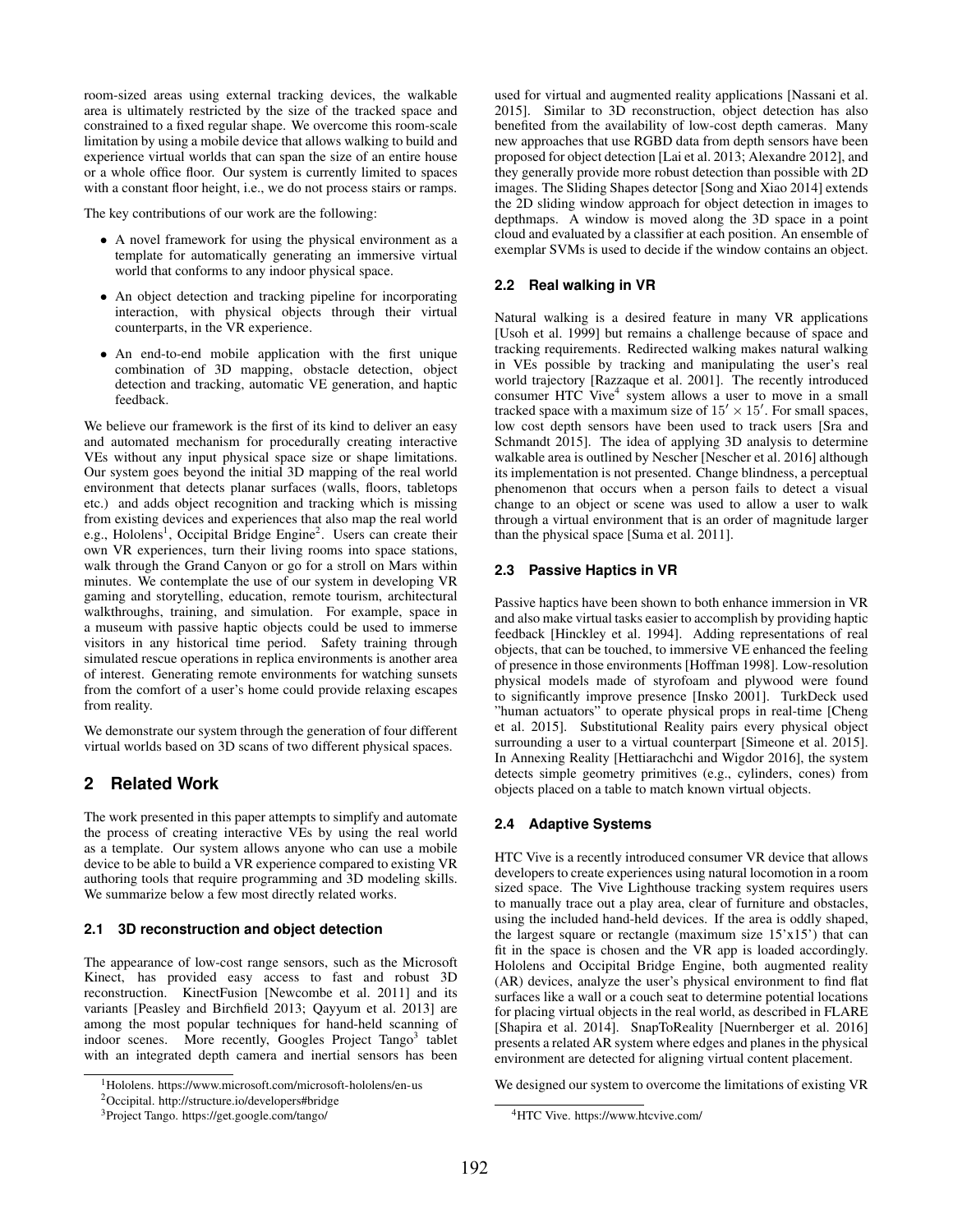room-sized areas using external tracking devices, the walkable area is ultimately restricted by the size of the tracked space and constrained to a fixed regular shape. We overcome this room-scale limitation by using a mobile device that allows walking to build and experience virtual worlds that can span the size of an entire house or a whole office floor. Our system is currently limited to spaces with a constant floor height, i.e., we do not process stairs or ramps.

The key contributions of our work are the following:

- A novel framework for using the physical environment as a template for automatically generating an immersive virtual world that conforms to any indoor physical space.
- An object detection and tracking pipeline for incorporating interaction, with physical objects through their virtual counterparts, in the VR experience.
- An end-to-end mobile application with the first unique combination of 3D mapping, obstacle detection, object detection and tracking, automatic VE generation, and haptic feedback.

We believe our framework is the first of its kind to deliver an easy and automated mechanism for procedurally creating interactive VEs without any input physical space size or shape limitations. Our system goes beyond the initial 3D mapping of the real world environment that detects planar surfaces (walls, floors, tabletops etc.) and adds object recognition and tracking which is missing from existing devices and experiences that also map the real world e.g., Hololens[1], Occipital Bridge Engine[2]. Users can create their own VR experiences, turn their living rooms into space stations, walk through the Grand Canyon or go for a stroll on Mars within minutes. We contemplate the use of our system in developing VR gaming and storytelling, education, remote tourism, architectural walkthroughs, training, and simulation. For example, space in a museum with passive haptic objects could be used to immerse visitors in any historical time period. Safety training through simulated rescue operations in replica environments is another area of interest. Generating remote environments for watching sunsets from the comfort of a user's home could provide relaxing escapes from reality.

We demonstrate our system through the generation of four different virtual worlds based on 3D scans of two different physical spaces.

## 2 Related Work

The work presented in this paper attempts to simplify and automate the process of creating interactive VEs by using the real world as a template. Our system allows anyone who can use a mobile device to be able to build a VR experience compared to existing VR authoring tools that require programming and 3D modeling skills. We summarize below a few most directly related works.

### 2.1 3D reconstruction and object detection

The appearance of low-cost range sensors, such as the Microsoft Kinect, has provided easy access to fast and robust 3D reconstruction. KinectFusion [Newcombe et al. 2011] and its variants [Peasley and Birchfield 2013; Qayyum et al. 2013] are among the most popular techniques for hand-held scanning of indoor scenes. More recently, Googles Project Tango[3] tablet with an integrated depth camera and inertial sensors has been used for virtual and augmented reality applications [Nassani et al. 2015]. Similar to 3D reconstruction, object detection has also benefited from the availability of low-cost depth cameras. Many new approaches that use RGBD data from depth sensors have been proposed for object detection [Lai et al. 2013; Alexandre 2012], and they generally provide more robust detection than possible with 2D images. The Sliding Shapes detector [Song and Xiao 2014] extends the 2D sliding window approach for object detection in images to depthmaps. A window is moved along the 3D space in a point cloud and evaluated by a classifier at each position. An ensemble of exemplar SVMs is used to decide if the window contains an object.

### 2.2 Real walking in VR

Natural walking is a desired feature in many VR applications [Usoh et al. 1999] but remains a challenge because of space and tracking requirements. Redirected walking makes natural walking in VEs possible by tracking and manipulating the user's real world trajectory [Razzaque et al. 2001]. The recently introduced consumer HTC Vive[4] system allows a user to move in a small tracked space with a maximum size of $15' \times 15'$. For small spaces, low cost depth sensors have been used to track users [Sra and Schmandt 2015]. The idea of applying 3D analysis to determine walkable area is outlined by Nescher [Nescher et al. 2016] although its implementation is not presented. Change blindness, a perceptual phenomenon that occurs when a person fails to detect a visual change to an object or scene was used to allow a user to walk through a virtual environment that is an order of magnitude larger than the physical space [Suma et al. 2011].

### 2.3 Passive Haptics in VR

Passive haptics have been shown to both enhance immersion in VR and also make virtual tasks easier to accomplish by providing haptic feedback [Hinckley et al. 1994]. Adding representations of real objects, that can be touched, to immersive VE enhanced the feeling of presence in those environments [Hoffman 1998]. Low-resolution physical models made of styrofoam and plywood were found to significantly improve presence [Insko 2001]. TurkDeck used "human actuators" to operate physical props in real-time [Cheng et al. 2015]. Substitutional Reality pairs every physical object surrounding a user to a virtual counterpart [Simeone et al. 2015]. In Annexing Reality [Hettiarachchi and Wigdor 2016], the system detects simple geometry primitives (e.g., cylinders, cones) from objects placed on a table to match known virtual objects.

### 2.4 Adaptive Systems

HTC Vive is a recently introduced consumer VR device that allows developers to create experiences using natural locomotion in a room sized space. The Vive Lighthouse tracking system requires users to manually trace out a play area, clear of furniture and obstacles, using the included hand-held devices. If the area is oddly shaped, the largest square or rectangle (maximum size 15'x15') that can fit in the space is chosen and the VR app is loaded accordingly. Hololens and Occipital Bridge Engine, both augmented reality (AR) devices, analyze the user's physical environment to find flat surfaces like a wall or a couch seat to determine potential locations for placing virtual objects in the real world, as described in FLARE [Shapira et al. 2014]. SnapToReality [Nuernberger et al. 2016] presents a related AR system where edges and planes in the physical environment are detected for aligning virtual content placement.

We designed our system to overcome the limitations of existing VR

[1] Hololens. https://www.microsoft.com/microsoft-hololens/en-us

[2] Occipital. http://structure.io/developers#bridge

[3] Project Tango. https://get.google.com/tango/

[4] HTC Vive. https://www.htcvive.com/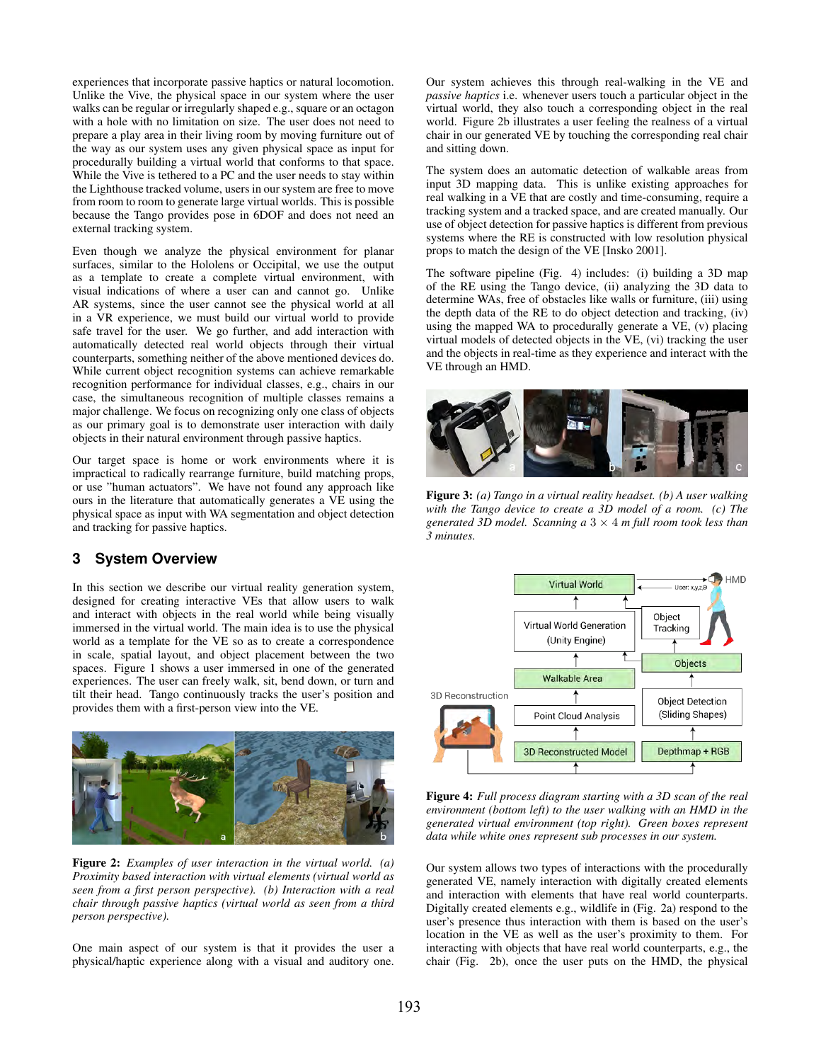experiences that incorporate passive haptics or natural locomotion. Unlike the Vive, the physical space in our system where the user walks can be regular or irregularly shaped e.g., square or an octagon with a hole with no limitation on size. The user does not need to prepare a play area in their living room by moving furniture out of the way as our system uses any given physical space as input for procedurally building a virtual world that conforms to that space. While the Vive is tethered to a PC and the user needs to stay within the Lighthouse tracked volume, users in our system are free to move from room to room to generate large virtual worlds. This is possible because the Tango provides pose in 6DOF and does not need an external tracking system.

Even though we analyze the physical environment for planar surfaces, similar to the Hololens or Occipital, we use the output as a template to create a complete virtual environment, with visual indications of where a user can and cannot go. Unlike AR systems, since the user cannot see the physical world at all in a VR experience, we must build our virtual world to provide safe travel for the user. We go further, and add interaction with automatically detected real world objects through their virtual counterparts, something neither of the above mentioned devices do. While current object recognition systems can achieve remarkable recognition performance for individual classes, e.g., chairs in our case, the simultaneous recognition of multiple classes remains a major challenge. We focus on recognizing only one class of objects as our primary goal is to demonstrate user interaction with daily objects in their natural environment through passive haptics.

Our target space is home or work environments where it is impractical to radically rearrange furniture, build matching props, or use "human actuators". We have not found any approach like ours in the literature that automatically generates a VE using the physical space as input with WA segmentation and object detection and tracking for passive haptics.

## 3 System Overview

In this section we describe our virtual reality generation system, designed for creating interactive VEs that allow users to walk and interact with objects in the real world while being visually immersed in the virtual world. The main idea is to use the physical world as a template for the VE so as to create a correspondence in scale, spatial layout, and object placement between the two spaces. Figure 1 shows a user immersed in one of the generated experiences. The user can freely walk, sit, bend down, or turn and tilt their head. Tango continuously tracks the user's position and provides them with a first-person view into the VE.

**Figure 2:** *Examples of user interaction in the virtual world. (a) Proximity based interaction with virtual elements (virtual world as seen from a first person perspective). (b) Interaction with a real chair through passive haptics (virtual world as seen from a third person perspective).*

One main aspect of our system is that it provides the user a physical/haptic experience along with a visual and auditory one. Our system achieves this through real-walking in the VE and *passive haptics* i.e. whenever users touch a particular object in the virtual world, they also touch a corresponding object in the real world. Figure 2b illustrates a user feeling the realness of a virtual chair in our generated VE by touching the corresponding real chair and sitting down.

The system does an automatic detection of walkable areas from input 3D mapping data. This is unlike existing approaches for real walking in a VE that are costly and time-consuming, require a tracking system and a tracked space, and are created manually. Our use of object detection for passive haptics is different from previous systems where the RE is constructed with low resolution physical props to match the design of the VE [Insko 2001].

The software pipeline (Fig. 4) includes: (i) building a 3D map of the RE using the Tango device, (ii) analyzing the 3D data to determine WAs, free of obstacles like walls or furniture, (iii) using the depth data of the RE to do object detection and tracking, (iv) using the mapped WA to procedurally generate a VE, (v) placing virtual models of detected objects in the VE, (vi) tracking the user and the objects in real-time as they experience and interact with the VE through an HMD.

**Figure 3:** *(a) Tango in a virtual reality headset. (b) A user walking with the Tango device to create a 3D model of a room. (c) The generated 3D model. Scanning a $3 \times 4$ m full room took less than 3 minutes.*

**Figure 4:** *Full process diagram starting with a 3D scan of the real environment (bottom left) to the user walking with an HMD in the generated virtual environment (top right). Green boxes represent data while white ones represent sub processes in our system.*

Our system allows two types of interactions with the procedurally generated VE, namely interaction with digitally created elements and interaction with elements that have real world counterparts. Digitally created elements e.g., wildlife in (Fig. 2a) respond to the user's presence thus interaction with them is based on the user's location in the VE as well as the user's proximity to them. For interacting with objects that have real world counterparts, e.g., the chair (Fig. 2b), once the user puts on the HMD, the physical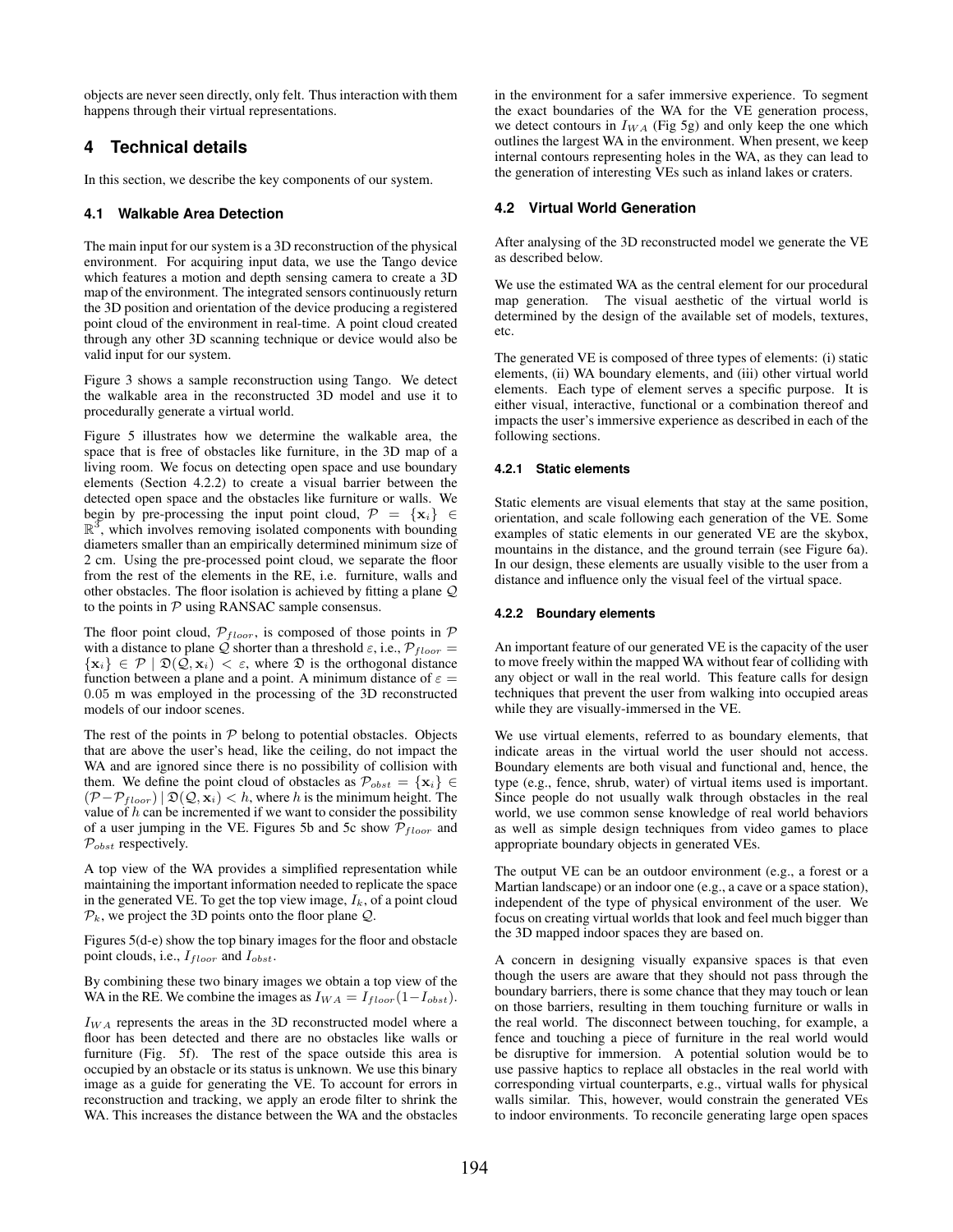objects are never seen directly, only felt. Thus interaction with them happens through their virtual representations.

## 4 Technical details

In this section, we describe the key components of our system.

### 4.1 Walkable Area Detection

The main input for our system is a 3D reconstruction of the physical environment. For acquiring input data, we use the Tango device which features a motion and depth sensing camera to create a 3D map of the environment. The integrated sensors continuously return the 3D position and orientation of the device producing a registered point cloud of the environment in real-time. A point cloud created through any other 3D scanning technique or device would also be valid input for our system.

Figure 3 shows a sample reconstruction using Tango. We detect the walkable area in the reconstructed 3D model and use it to procedurally generate a virtual world.

Figure 5 illustrates how we determine the walkable area, the space that is free of obstacles like furniture, in the 3D map of a living room. We focus on detecting open space and use boundary elements (Section 4.2.2) to create a visual barrier between the detected open space and the obstacles like furniture or walls. We begin by pre-processing the input point cloud, $\mathcal{P} = \{\mathbf{x}_i\} \in \mathbb{R}^3$, which involves removing isolated components with bounding diameters smaller than an empirically determined minimum size of 2 cm. Using the pre-processed point cloud, we separate the floor from the rest of the elements in the RE, i.e. furniture, walls and other obstacles. The floor isolation is achieved by fitting a plane $\mathcal{Q}$ to the points in $\mathcal{P}$ using RANSAC sample consensus.

The floor point cloud, $\mathcal{P}_{floor}$, is composed of those points in $\mathcal{P}$ with a distance to plane $\mathcal{Q}$ shorter than a threshold $\varepsilon$, i.e., $\mathcal{P}_{floor} = \{\mathbf{x}_i\} \in \mathcal{P} \mid \mathfrak{D}(\mathcal{Q}, \mathbf{x}_i) < \varepsilon$, where $\mathfrak{D}$ is the orthogonal distance function between a plane and a point. A minimum distance of $\varepsilon = 0.05$ m was employed in the processing of the 3D reconstructed models of our indoor scenes.

The rest of the points in $\mathcal{P}$ belong to potential obstacles. Objects that are above the user's head, like the ceiling, do not impact the WA and are ignored since there is no possibility of collision with them. We define the point cloud of obstacles as $\mathcal{P}_{obst} = \{\mathbf{x}_i\} \in (\mathcal{P} - \mathcal{P}_{floor}) \mid \mathfrak{D}(\mathcal{Q}, \mathbf{x}_i) < h$, where $h$ is the minimum height. The value of $h$ can be incremented if we want to consider the possibility of a user jumping in the VE. Figures 5b and 5c show $\mathcal{P}_{floor}$ and $\mathcal{P}_{obst}$ respectively.

A top view of the WA provides a simplified representation while maintaining the important information needed to replicate the space in the generated VE. To get the top view image, $I_k$, of a point cloud $\mathcal{P}_k$, we project the 3D points onto the floor plane $\mathcal{Q}$.

Figures 5(d-e) show the top binary images for the floor and obstacle point clouds, i.e., $I_{floor}$ and $I_{obst}$.

By combining these two binary images we obtain a top view of the WA in the RE. We combine the images as $I_{WA} = I_{floor}(1 - I_{obst})$.

$I_{WA}$ represents the areas in the 3D reconstructed model where a floor has been detected and there are no obstacles like walls or furniture (Fig. 5f). The rest of the space outside this area is occupied by an obstacle or its status is unknown. We use this binary image as a guide for generating the VE. To account for errors in reconstruction and tracking, we apply an erode filter to shrink the WA. This increases the distance between the WA and the obstacles in the environment for a safer immersive experience. To segment the exact boundaries of the WA for the VE generation process, we detect contours in $I_{WA}$ (Fig 5g) and only keep the one which outlines the largest WA in the environment. When present, we keep internal contours representing holes in the WA, as they can lead to the generation of interesting VEs such as inland lakes or craters.

### 4.2 Virtual World Generation

After analysing of the 3D reconstructed model we generate the VE as described below.

We use the estimated WA as the central element for our procedural map generation. The visual aesthetic of the virtual world is determined by the design of the available set of models, textures, etc.

The generated VE is composed of three types of elements: (i) static elements, (ii) WA boundary elements, and (iii) other virtual world elements. Each type of element serves a specific purpose. It is either visual, interactive, functional or a combination thereof and impacts the user's immersive experience as described in each of the following sections.

#### 4.2.1 Static elements

Static elements are visual elements that stay at the same position, orientation, and scale following each generation of the VE. Some examples of static elements in our generated VE are the skybox, mountains in the distance, and the ground terrain (see Figure 6a). In our design, these elements are usually visible to the user from a distance and influence only the visual feel of the virtual space.

#### 4.2.2 Boundary elements

An important feature of our generated VE is the capacity of the user to move freely within the mapped WA without fear of colliding with any object or wall in the real world. This feature calls for design techniques that prevent the user from walking into occupied areas while they are visually-immersed in the VE.

We use virtual elements, referred to as boundary elements, that indicate areas in the virtual world the user should not access. Boundary elements are both visual and functional and, hence, the type (e.g., fence, shrub, water) of virtual items used is important. Since people do not usually walk through obstacles in the real world, we use common sense knowledge of real world behaviors as well as simple design techniques from video games to place appropriate boundary objects in generated VEs.

The output VE can be an outdoor environment (e.g., a forest or a Martian landscape) or an indoor one (e.g., a cave or a space station), independent of the type of physical environment of the user. We focus on creating virtual worlds that look and feel much bigger than the 3D mapped indoor spaces they are based on.

A concern in designing visually expansive spaces is that even though the users are aware that they should not pass through the boundary barriers, there is some chance that they may touch or lean on those barriers, resulting in them touching furniture or walls in the real world. The disconnect between touching, for example, a fence and touching a piece of furniture in the real world would be disruptive for immersion. A potential solution would be to use passive haptics to replace all obstacles in the real world with corresponding virtual counterparts, e.g., virtual walls for physical walls similar. This, however, would constrain the generated VEs to indoor environments. To reconcile generating large open spaces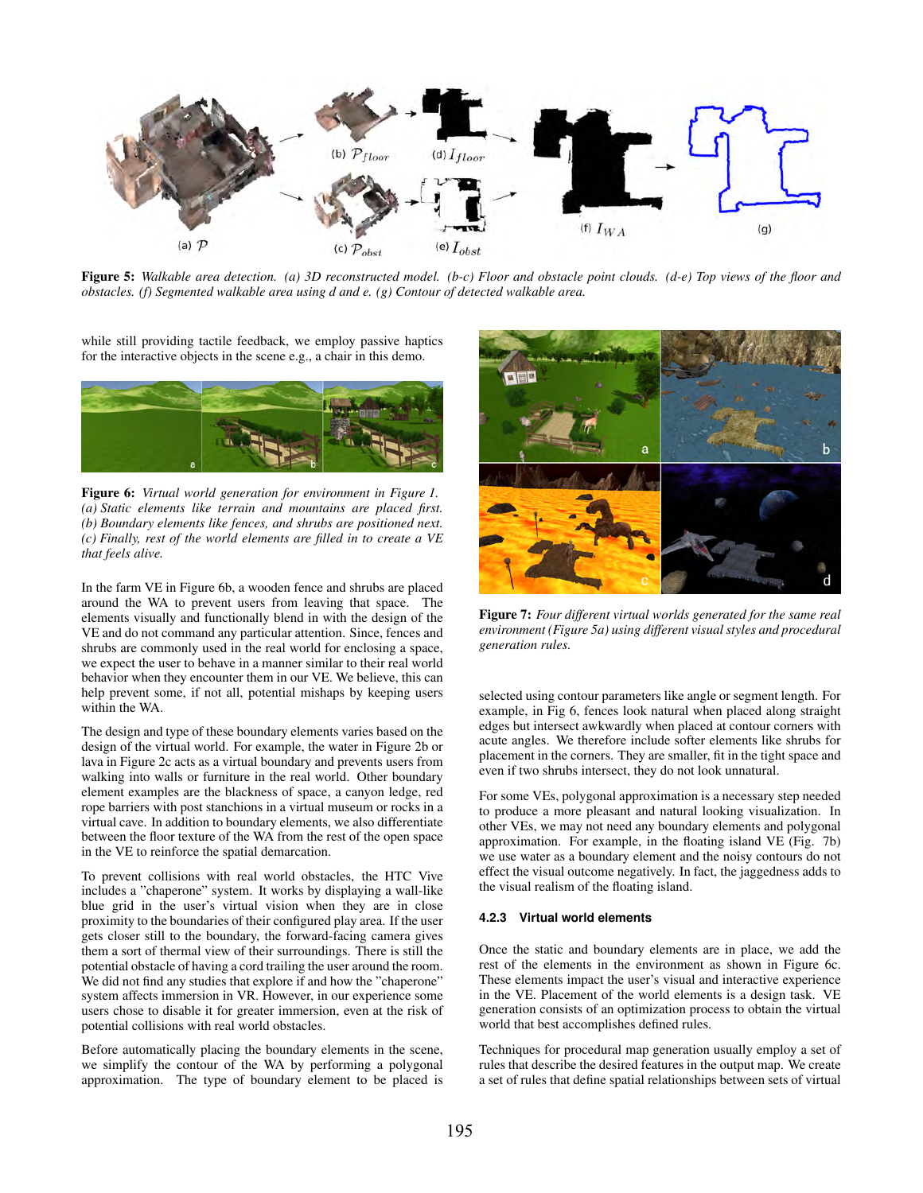(a) $\mathcal{P}$

(b) $\mathcal{P}_{floor}$

(c) $\mathcal{P}_{obst}$

(d) $I_{floor}$

(e) $I_{obst}$

(f) $I_{WA}$

(g)

**Figure 5:** *Walkable area detection. (a) 3D reconstructed model. (b-c) Floor and obstacle point clouds. (d-e) Top views of the floor and obstacles. (f) Segmented walkable area using d and e. (g) Contour of detected walkable area.*

while still providing tactile feedback, we employ passive haptics for the interactive objects in the scene e.g., a chair in this demo.

a

b

c

**Figure 6:** *Virtual world generation for environment in Figure 1. (a) Static elements like terrain and mountains are placed first. (b) Boundary elements like fences, and shrubs are positioned next. (c) Finally, rest of the world elements are filled in to create a VE that feels alive.*

In the farm VE in Figure 6b, a wooden fence and shrubs are placed around the WA to prevent users from leaving that space. The elements visually and functionally blend in with the design of the VE and do not command any particular attention. Since, fences and shrubs are commonly used in the real world for enclosing a space, we expect the user to behave in a manner similar to their real world behavior when they encounter them in our VE. We believe, this can help prevent some, if not all, potential mishaps by keeping users within the WA.

The design and type of these boundary elements varies based on the design of the virtual world. For example, the water in Figure 2b or lava in Figure 2c acts as a virtual boundary and prevents users from walking into walls or furniture in the real world. Other boundary element examples are the blackness of space, a canyon ledge, red rope barriers with post stanchions in a virtual museum or rocks in a virtual cave. In addition to boundary elements, we also differentiate between the floor texture of the WA from the rest of the open space in the VE to reinforce the spatial demarcation.

To prevent collisions with real world obstacles, the HTC Vive includes a "chaperone" system. It works by displaying a wall-like blue grid in the user's virtual vision when they are in close proximity to the boundaries of their configured play area. If the user gets closer still to the boundary, the forward-facing camera gives them a sort of thermal view of their surroundings. There is still the potential obstacle of having a cord trailing the user around the room. We did not find any studies that explore if and how the "chaperone" system affects immersion in VR. However, in our experience some users chose to disable it for greater immersion, even at the risk of potential collisions with real world obstacles.

Before automatically placing the boundary elements in the scene, we simplify the contour of the WA by performing a polygonal approximation. The type of boundary element to be placed is selected using contour parameters like angle or segment length. For example, in Fig 6, fences look natural when placed along straight edges but intersect awkwardly when placed at contour corners with acute angles. We therefore include softer elements like shrubs for placement in the corners. They are smaller, fit in the tight space and even if two shrubs intersect, they do not look unnatural.

a

b

c

d

**Figure 7:** *Four different virtual worlds generated for the same real environment (Figure 5a) using different visual styles and procedural generation rules.*

For some VEs, polygonal approximation is a necessary step needed to produce a more pleasant and natural looking visualization. In other VEs, we may not need any boundary elements and polygonal approximation. For example, in the floating island VE (Fig. 7b) we use water as a boundary element and the noisy contours do not effect the visual outcome negatively. In fact, the jaggedness adds to the visual realism of the floating island.

#### 4.2.3 Virtual world elements

Once the static and boundary elements are in place, we add the rest of the elements in the environment as shown in Figure 6c. These elements impact the user's visual and interactive experience in the VE. Placement of the world elements is a design task. VE generation consists of an optimization process to obtain the virtual world that best accomplishes defined rules.

Techniques for procedural map generation usually employ a set of rules that describe the desired features in the output map. We create a set of rules that define spatial relationships between sets of virtual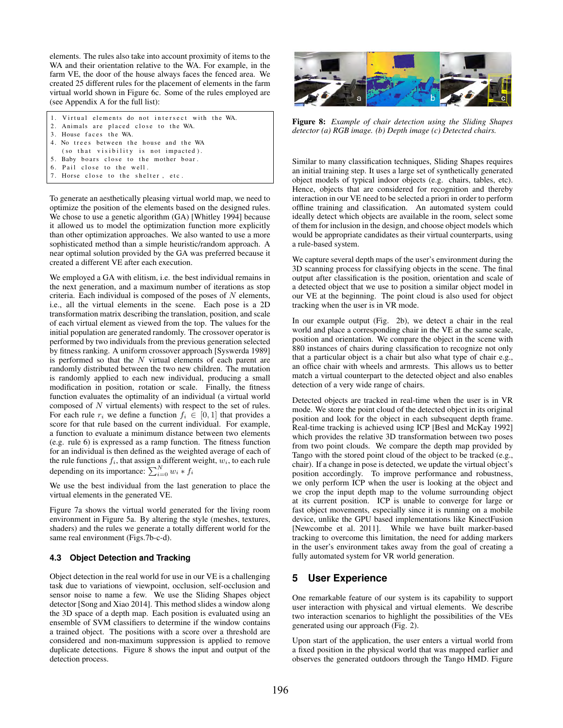elements. The rules also take into account proximity of items to the WA and their orientation relative to the WA. For example, in the farm VE, the door of the house always faces the fenced area. We created 25 different rules for the placement of elements in the farm virtual world shown in Figure 6c. Some of the rules employed are (see Appendix A for the full list):

```
1. Virtual elements do not intersect with the WA.
2. Animals are placed close to the WA.
3. House faces the WA.
4. No trees between the house and the WA
   (so that visibility is not impacted).
5. Baby boars close to the mother boar.
6. Pail close to the well.
7. Horse close to the shelter, etc.
```

To generate an aesthetically pleasing virtual world map, we need to optimize the position of the elements based on the designed rules. We chose to use a genetic algorithm (GA) [Whitley 1994] because it allowed us to model the optimization function more explicitly than other optimization approaches. We also wanted to use a more sophisticated method than a simple heuristic/random approach. A near optimal solution provided by the GA was preferred because it created a different VE after each execution.

We employed a GA with elitism, i.e. the best individual remains in the next generation, and a maximum number of iterations as stop criteria. Each individual is composed of the poses of $N$ elements, i.e., all the virtual elements in the scene. Each pose is a 2D transformation matrix describing the translation, position, and scale of each virtual element as viewed from the top. The values for the initial population are generated randomly. The crossover operator is performed by two individuals from the previous generation selected by fitness ranking. A uniform crossover approach [Syswerda 1989] is performed so that the $N$ virtual elements of each parent are randomly distributed between the two new children. The mutation is randomly applied to each new individual, producing a small modification in position, rotation or scale. Finally, the fitness function evaluates the optimality of an individual (a virtual world composed of $N$ virtual elements) with respect to the set of rules. For each rule $r_i$ we define a function $f_i \in [0, 1]$ that provides a score for that rule based on the current individual. For example, a function to evaluate a minimum distance between two elements (e.g. rule 6) is expressed as a ramp function. The fitness function for an individual is then defined as the weighted average of each of the rule functions $f_i$, that assign a different weight, $w_i$, to each rule depending on its importance: $\sum_{i=0}^{N} w_i * f_i$

We use the best individual from the last generation to place the virtual elements in the generated VE.

Figure 7a shows the virtual world generated for the living room environment in Figure 5a. By altering the style (meshes, textures, shaders) and the rules we generate a totally different world for the same real environment (Figs.7b-c-d).

### 4.3 Object Detection and Tracking

Object detection in the real world for use in our VE is a challenging task due to variations of viewpoint, occlusion, self-occlusion and sensor noise to name a few. We use the Sliding Shapes object detector [Song and Xiao 2014]. This method slides a window along the 3D space of a depth map. Each position is evaluated using an ensemble of SVM classifiers to determine if the window contains a trained object. The positions with a score over a threshold are considered and non-maximum suppression is applied to remove duplicate detections. Figure 8 shows the input and output of the detection process.

**Figure 8:** *Example of chair detection using the Sliding Shapes detector (a) RGB image. (b) Depth image (c) Detected chairs.*

Similar to many classification techniques, Sliding Shapes requires an initial training step. It uses a large set of synthetically generated object models of typical indoor objects (e.g. chairs, tables, etc). Hence, objects that are considered for recognition and thereby interaction in our VE need to be selected a priori in order to perform offline training and classification. An automated system could ideally detect which objects are available in the room, select some of them for inclusion in the design, and choose object models which would be appropriate candidates as their virtual counterparts, using a rule-based system.

We capture several depth maps of the user's environment during the 3D scanning process for classifying objects in the scene. The final output after classification is the position, orientation and scale of a detected object that we use to position a similar object model in our VE at the beginning. The point cloud is also used for object tracking when the user is in VR mode.

In our example output (Fig. 2b), we detect a chair in the real world and place a corresponding chair in the VE at the same scale, position and orientation. We compare the object in the scene with 880 instances of chairs during classification to recognize not only that a particular object is a chair but also what type of chair e.g., an office chair with wheels and armrests. This allows us to better match a virtual counterpart to the detected object and also enables detection of a very wide range of chairs.

Detected objects are tracked in real-time when the user is in VR mode. We store the point cloud of the detected object in its original position and look for the object in each subsequent depth frame. Real-time tracking is achieved using ICP [Besl and McKay 1992] which provides the relative 3D transformation between two poses from two point clouds. We compare the depth map provided by Tango with the stored point cloud of the object to be tracked (e.g., chair). If a change in pose is detected, we update the virtual object's position accordingly. To improve performance and robustness, we only perform ICP when the user is looking at the object and we crop the input depth map to the volume surrounding object at its current position. ICP is unable to converge for large or fast object movements, especially since it is running on a mobile device, unlike the GPU based implementations like KinectFusion [Newcombe et al. 2011]. While we have built marker-based tracking to overcome this limitation, the need for adding markers in the user's environment takes away from the goal of creating a fully automated system for VR world generation.

## 5 User Experience

One remarkable feature of our system is its capability to support user interaction with physical and virtual elements. We describe two interaction scenarios to highlight the possibilities of the VEs generated using our approach (Fig. 2).

Upon start of the application, the user enters a virtual world from a fixed position in the physical world that was mapped earlier and observes the generated outdoors through the Tango HMD. Figure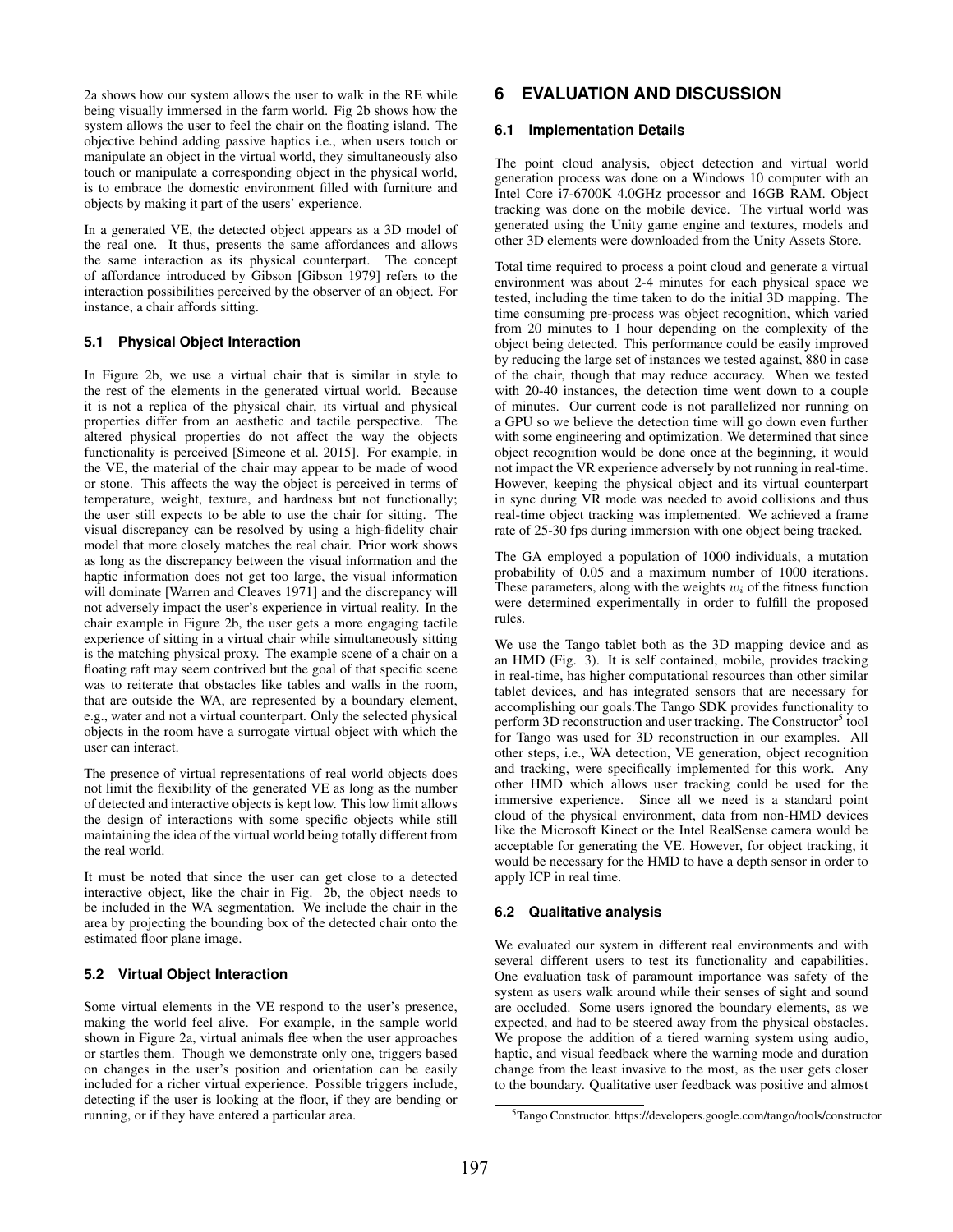2a shows how our system allows the user to walk in the RE while being visually immersed in the farm world. Fig 2b shows how the system allows the user to feel the chair on the floating island. The objective behind adding passive haptics i.e., when users touch or manipulate an object in the virtual world, they simultaneously also touch or manipulate a corresponding object in the physical world, is to embrace the domestic environment filled with furniture and objects by making it part of the users' experience.

In a generated VE, the detected object appears as a 3D model of the real one. It thus, presents the same affordances and allows the same interaction as its physical counterpart. The concept of affordance introduced by Gibson [Gibson 1979] refers to the interaction possibilities perceived by the observer of an object. For instance, a chair affords sitting.

### 5.1 Physical Object Interaction

In Figure 2b, we use a virtual chair that is similar in style to the rest of the elements in the generated virtual world. Because it is not a replica of the physical chair, its virtual and physical properties differ from an aesthetic and tactile perspective. The altered physical properties do not affect the way the objects functionality is perceived [Simeone et al. 2015]. For example, in the VE, the material of the chair may appear to be made of wood or stone. This affects the way the object is perceived in terms of temperature, weight, texture, and hardness but not functionally; the user still expects to be able to use the chair for sitting. The visual discrepancy can be resolved by using a high-fidelity chair model that more closely matches the real chair. Prior work shows as long as the discrepancy between the visual information and the haptic information does not get too large, the visual information will dominate [Warren and Cleaves 1971] and the discrepancy will not adversely impact the user's experience in virtual reality. In the chair example in Figure 2b, the user gets a more engaging tactile experience of sitting in a virtual chair while simultaneously sitting is the matching physical proxy. The example scene of a chair on a floating raft may seem contrived but the goal of that specific scene was to reiterate that obstacles like tables and walls in the room, that are outside the WA, are represented by a boundary element, e.g., water and not a virtual counterpart. Only the selected physical objects in the room have a surrogate virtual object with which the user can interact.

The presence of virtual representations of real world objects does not limit the flexibility of the generated VE as long as the number of detected and interactive objects is kept low. This low limit allows the design of interactions with some specific objects while still maintaining the idea of the virtual world being totally different from the real world.

It must be noted that since the user can get close to a detected interactive object, like the chair in Fig. 2b, the object needs to be included in the WA segmentation. We include the chair in the area by projecting the bounding box of the detected chair onto the estimated floor plane image.

### 5.2 Virtual Object Interaction

Some virtual elements in the VE respond to the user's presence, making the world feel alive. For example, in the sample world shown in Figure 2a, virtual animals flee when the user approaches or startles them. Though we demonstrate only one, triggers based on changes in the user's position and orientation can be easily included for a richer virtual experience. Possible triggers include, detecting if the user is looking at the floor, if they are bending or running, or if they have entered a particular area.

## 6 EVALUATION AND DISCUSSION

### 6.1 Implementation Details

The point cloud analysis, object detection and virtual world generation process was done on a Windows 10 computer with an Intel Core i7-6700K 4.0GHz processor and 16GB RAM. Object tracking was done on the mobile device. The virtual world was generated using the Unity game engine and textures, models and other 3D elements were downloaded from the Unity Assets Store.

Total time required to process a point cloud and generate a virtual environment was about 2-4 minutes for each physical space we tested, including the time taken to do the initial 3D mapping. The time consuming pre-process was object recognition, which varied from 20 minutes to 1 hour depending on the complexity of the object being detected. This performance could be easily improved by reducing the large set of instances we tested against, 880 in case of the chair, though that may reduce accuracy. When we tested with 20-40 instances, the detection time went down to a couple of minutes. Our current code is not parallelized nor running on a GPU so we believe the detection time will go down even further with some engineering and optimization. We determined that since object recognition would be done once at the beginning, it would not impact the VR experience adversely by not running in real-time. However, keeping the physical object and its virtual counterpart in sync during VR mode was needed to avoid collisions and thus real-time object tracking was implemented. We achieved a frame rate of 25-30 fps during immersion with one object being tracked.

The GA employed a population of 1000 individuals, a mutation probability of 0.05 and a maximum number of 1000 iterations. These parameters, along with the weights $w_i$ of the fitness function were determined experimentally in order to fulfill the proposed rules.

We use the Tango tablet both as the 3D mapping device and as an HMD (Fig. 3). It is self contained, mobile, provides tracking in real-time, has higher computational resources than other similar tablet devices, and has integrated sensors that are necessary for accomplishing our goals.The Tango SDK provides functionality to perform 3D reconstruction and user tracking. The Constructor[5] tool for Tango was used for 3D reconstruction in our examples. All other steps, i.e., WA detection, VE generation, object recognition and tracking, were specifically implemented for this work. Any other HMD which allows user tracking could be used for the immersive experience. Since all we need is a standard point cloud of the physical environment, data from non-HMD devices like the Microsoft Kinect or the Intel RealSense camera would be acceptable for generating the VE. However, for object tracking, it would be necessary for the HMD to have a depth sensor in order to apply ICP in real time.

### 6.2 Qualitative analysis

We evaluated our system in different real environments and with several different users to test its functionality and capabilities. One evaluation task of paramount importance was safety of the system as users walk around while their senses of sight and sound are occluded. Some users ignored the boundary elements, as we expected, and had to be steered away from the physical obstacles. We propose the addition of a tiered warning system using audio, haptic, and visual feedback where the warning mode and duration change from the least invasive to the most, as the user gets closer to the boundary. Qualitative user feedback was positive and almost

[5]Tango Constructor. https://developers.google.com/tango/tools/constructor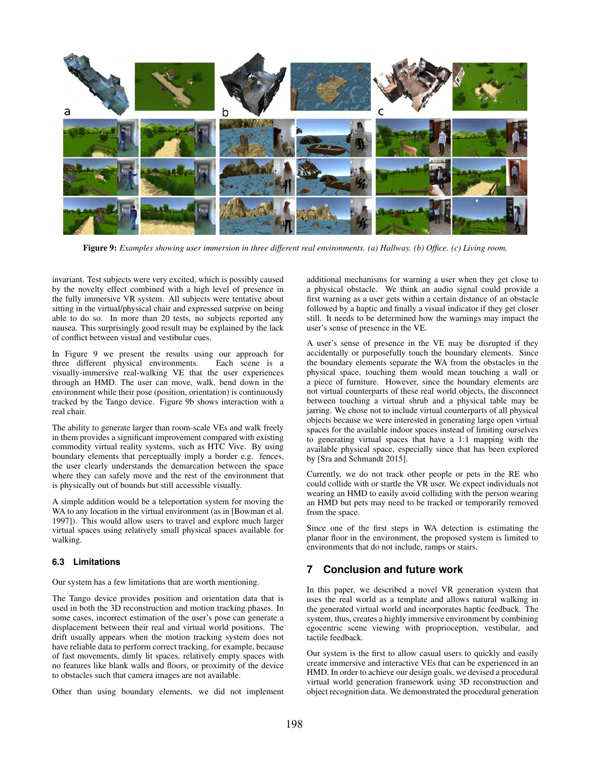**Figure 9:** *Examples showing user immersion in three different real environments. (a) Hallway. (b) Office. (c) Living room.*

invariant. Test subjects were very excited, which is possibly caused by the novelty effect combined with a high level of presence in the fully immersive VR system. All subjects were tentative about sitting in the virtual/physical chair and expressed surprise on being able to do so. In more than 20 tests, no subjects reported any nausea. This surprisingly good result may be explained by the lack of conflict between visual and vestibular cues.

In Figure 9 we present the results using our approach for three different physical environments. Each scene is a visually-immersive real-walking VE that the user experiences through an HMD. The user can move, walk, bend down in the environment while their pose (position, orientation) is continuously tracked by the Tango device. Figure 9b shows interaction with a real chair.

The ability to generate larger than room-scale VEs and walk freely in them provides a significant improvement compared with existing commodity virtual reality systems, such as HTC Vive. By using boundary elements that perceptually imply a border e.g. fences, the user clearly understands the demarcation between the space where they can safely move and the rest of the environment that is physically out of bounds but still accessible visually.

A simple addition would be a teleportation system for moving the WA to any location in the virtual environment (as in [Bowman et al. 1997]). This would allow users to travel and explore much larger virtual spaces using relatively small physical spaces available for walking.

### 6.3 Limitations

Our system has a few limitations that are worth mentioning.

The Tango device provides position and orientation data that is used in both the 3D reconstruction and motion tracking phases. In some cases, incorrect estimation of the user's pose can generate a displacement between their real and virtual world positions. The drift usually appears when the motion tracking system does not have reliable data to perform correct tracking, for example, because of fast movements, dimly lit spaces, relatively empty spaces with no features like blank walls and floors, or proximity of the device to obstacles such that camera images are not available.

Other than using boundary elements, we did not implement additional mechanisms for warning a user when they get close to a physical obstacle. We think an audio signal could provide a first warning as a user gets within a certain distance of an obstacle followed by a haptic and finally a visual indicator if they get closer still. It needs to be determined how the warnings may impact the user's sense of presence in the VE.

A user's sense of presence in the VE may be disrupted if they accidentally or purposefully touch the boundary elements. Since the boundary elements separate the WA from the obstacles in the physical space, touching them would mean touching a wall or a piece of furniture. However, since the boundary elements are not virtual counterparts of these real world objects, the disconnect between touching a virtual shrub and a physical table may be jarring. We chose not to include virtual counterparts of all physical objects because we were interested in generating large open virtual spaces for the available indoor spaces instead of limiting ourselves to generating virtual spaces that have a 1:1 mapping with the available physical space, especially since that has been explored by [Sra and Schmandt 2015].

Currently, we do not track other people or pets in the RE who could collide with or startle the VR user. We expect individuals not wearing an HMD to easily avoid colliding with the person wearing an HMD but pets may need to be tracked or temporarily removed from the space.

Since one of the first steps in WA detection is estimating the planar floor in the environment, the proposed system is limited to environments that do not include, ramps or stairs.

## 7 Conclusion and future work

In this paper, we described a novel VR generation system that uses the real world as a template and allows natural walking in the generated virtual world and incorporates haptic feedback. The system, thus, creates a highly immersive environment by combining egocentric scene viewing with proprioception, vestibular, and tactile feedback.

Our system is the first to allow casual users to quickly and easily create immersive and interactive VEs that can be experienced in an HMD. In order to achieve our design goals, we devised a procedural virtual world generation framework using 3D reconstruction and object recognition data. We demonstrated the procedural generation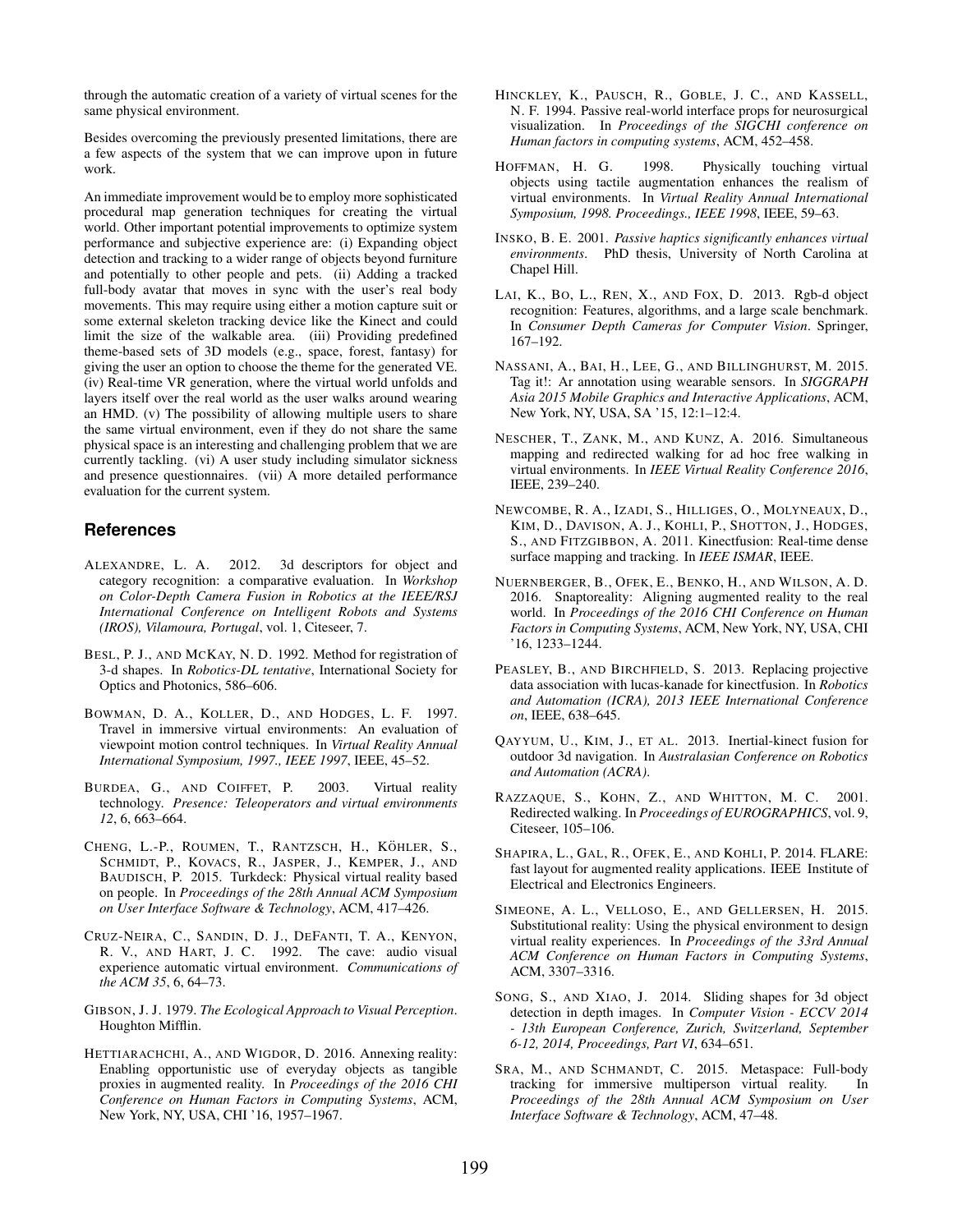through the automatic creation of a variety of virtual scenes for the same physical environment.

Besides overcoming the previously presented limitations, there are a few aspects of the system that we can improve upon in future work.

An immediate improvement would be to employ more sophisticated procedural map generation techniques for creating the virtual world. Other important potential improvements to optimize system performance and subjective experience are: (i) Expanding object detection and tracking to a wider range of objects beyond furniture and potentially to other people and pets. (ii) Adding a tracked full-body avatar that moves in sync with the user's real body movements. This may require using either a motion capture suit or some external skeleton tracking device like the Kinect and could limit the size of the walkable area. (iii) Providing predefined theme-based sets of 3D models (e.g., space, forest, fantasy) for giving the user an option to choose the theme for the generated VE. (iv) Real-time VR generation, where the virtual world unfolds and layers itself over the real world as the user walks around wearing an HMD. (v) The possibility of allowing multiple users to share the same virtual environment, even if they do not share the same physical space is an interesting and challenging problem that we are currently tackling. (vi) A user study including simulator sickness and presence questionnaires. (vii) A more detailed performance evaluation for the current system.

## References

ALEXANDRE, L. A. 2012. 3d descriptors for object and category recognition: a comparative evaluation. In *Workshop on Color-Depth Camera Fusion in Robotics at the IEEE/RSJ International Conference on Intelligent Robots and Systems (IROS), Vilamoura, Portugal*, vol. 1, Citeseer, 7.

BESL, P. J., AND MCKAY, N. D. 1992. Method for registration of 3-d shapes. In *Robotics-DL tentative*, International Society for Optics and Photonics, 586–606.

BOWMAN, D. A., KOLLER, D., AND HODGES, L. F. 1997. Travel in immersive virtual environments: An evaluation of viewpoint motion control techniques. In *Virtual Reality Annual International Symposium, 1997., IEEE 1997*, IEEE, 45–52.

BURDEA, G., AND COIFFET, P. 2003. Virtual reality technology. *Presence: Teleoperators and virtual environments 12*, 6, 663–664.

CHENG, L.-P., ROUMEN, T., RANTZSCH, H., KÖHLER, S., SCHMIDT, P., KOVACS, R., JASPER, J., KEMPER, J., AND BAUDISCH, P. 2015. Turkdeck: Physical virtual reality based on people. In *Proceedings of the 28th Annual ACM Symposium on User Interface Software & Technology*, ACM, 417–426.

CRUZ-NEIRA, C., SANDIN, D. J., DEFANTI, T. A., KENYON, R. V., AND HART, J. C. 1992. The cave: audio visual experience automatic virtual environment. *Communications of the ACM 35*, 6, 64–73.

GIBSON, J. J. 1979. *The Ecological Approach to Visual Perception*. Houghton Mifflin.

HETTIARACHCHI, A., AND WIGDOR, D. 2016. Annexing reality: Enabling opportunistic use of everyday objects as tangible proxies in augmented reality. In *Proceedings of the 2016 CHI Conference on Human Factors in Computing Systems*, ACM, New York, NY, USA, CHI '16, 1957–1967.

HINCKLEY, K., PAUSCH, R., GOBLE, J. C., AND KASSELL, N. F. 1994. Passive real-world interface props for neurosurgical visualization. In *Proceedings of the SIGCHI conference on Human factors in computing systems*, ACM, 452–458.

HOFFMAN, H. G. 1998. Physically touching virtual objects using tactile augmentation enhances the realism of virtual environments. In *Virtual Reality Annual International Symposium, 1998. Proceedings., IEEE 1998*, IEEE, 59–63.

INSKO, B. E. 2001. *Passive haptics significantly enhances virtual environments*. PhD thesis, University of North Carolina at Chapel Hill.

LAI, K., BO, L., REN, X., AND FOX, D. 2013. Rgb-d object recognition: Features, algorithms, and a large scale benchmark. In *Consumer Depth Cameras for Computer Vision*. Springer, 167–192.

NASSANI, A., BAI, H., LEE, G., AND BILLINGHURST, M. 2015. Tag it!: Ar annotation using wearable sensors. In *SIGGRAPH Asia 2015 Mobile Graphics and Interactive Applications*, ACM, New York, NY, USA, SA '15, 12:1–12:4.

NESCHER, T., ZANK, M., AND KUNZ, A. 2016. Simultaneous mapping and redirected walking for ad hoc free walking in virtual environments. In *IEEE Virtual Reality Conference 2016*, IEEE, 239–240.

NEWCOMBE, R. A., IZADI, S., HILLIGES, O., MOLYNEAUX, D., KIM, D., DAVISON, A. J., KOHLI, P., SHOTTON, J., HODGES, S., AND FITZGIBBON, A. 2011. Kinectfusion: Real-time dense surface mapping and tracking. In *IEEE ISMAR*, IEEE.

NUERNBERGER, B., OFEK, E., BENKO, H., AND WILSON, A. D. 2016. Snaptoreality: Aligning augmented reality to the real world. In *Proceedings of the 2016 CHI Conference on Human Factors in Computing Systems*, ACM, New York, NY, USA, CHI '16, 1233–1244.

PEASLEY, B., AND BIRCHFIELD, S. 2013. Replacing projective data association with lucas-kanade for kinectfusion. In *Robotics and Automation (ICRA), 2013 IEEE International Conference on*, IEEE, 638–645.

QAYYUM, U., KIM, J., ET AL. 2013. Inertial-kinect fusion for outdoor 3d navigation. In *Australasian Conference on Robotics and Automation (ACRA)*.

RAZZAQUE, S., KOHN, Z., AND WHITTON, M. C. 2001. Redirected walking. In *Proceedings of EUROGRAPHICS*, vol. 9, Citeseer, 105–106.

SHAPIRA, L., GAL, R., OFEK, E., AND KOHLI, P. 2014. FLARE: fast layout for augmented reality applications. IEEE Institute of Electrical and Electronics Engineers.

SIMEONE, A. L., VELLOSO, E., AND GELLERSEN, H. 2015. Substitutional reality: Using the physical environment to design virtual reality experiences. In *Proceedings of the 33rd Annual ACM Conference on Human Factors in Computing Systems*, ACM, 3307–3316.

SONG, S., AND XIAO, J. 2014. Sliding shapes for 3d object detection in depth images. In *Computer Vision - ECCV 2014 - 13th European Conference, Zurich, Switzerland, September 6-12, 2014, Proceedings, Part VI*, 634–651.

SRA, M., AND SCHMANDT, C. 2015. Metaspace: Full-body tracking for immersive multiperson virtual reality. In *Proceedings of the 28th Annual ACM Symposium on User Interface Software & Technology*, ACM, 47–48.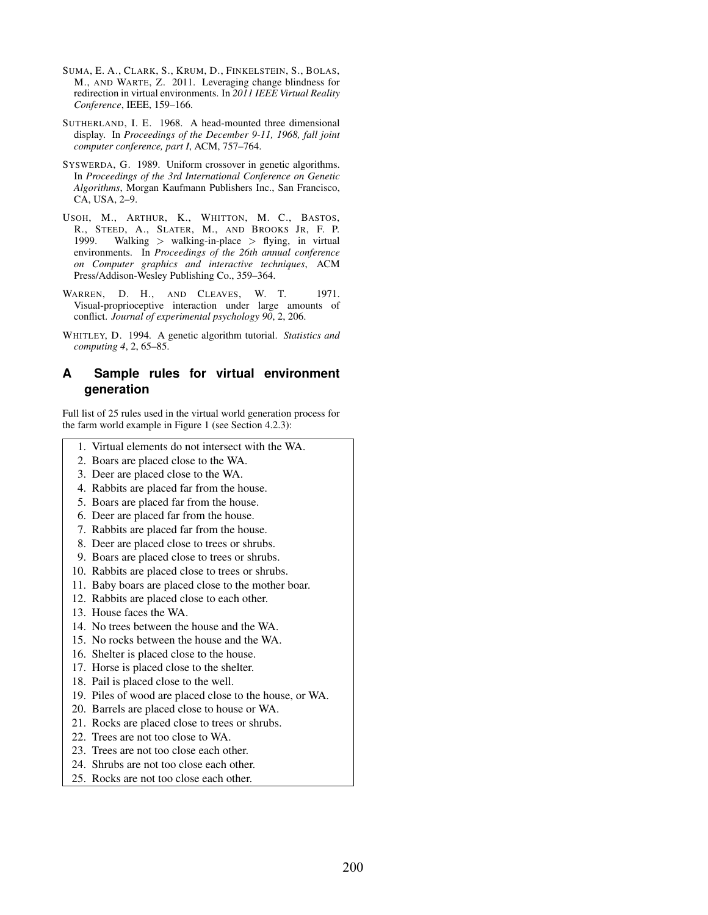SUMA, E. A., CLARK, S., KRUM, D., FINKELSTEIN, S., BOLAS, M., AND WARTE, Z. 2011. Leveraging change blindness for redirection in virtual environments. In *2011 IEEE Virtual Reality Conference*, IEEE, 159–166.

SUTHERLAND, I. E. 1968. A head-mounted three dimensional display. In *Proceedings of the December 9-11, 1968, fall joint computer conference, part I*, ACM, 757–764.

SYSWERDA, G. 1989. Uniform crossover in genetic algorithms. In *Proceedings of the 3rd International Conference on Genetic Algorithms*, Morgan Kaufmann Publishers Inc., San Francisco, CA, USA, 2–9.

USOH, M., ARTHUR, K., WHITTON, M. C., BASTOS, R., STEED, A., SLATER, M., AND BROOKS JR, F. P. 1999. Walking > walking-in-place > flying, in virtual environments. In *Proceedings of the 26th annual conference on Computer graphics and interactive techniques*, ACM Press/Addison-Wesley Publishing Co., 359–364.

WARREN, D. H., AND CLEAVES, W. T. 1971. Visual-proprioceptive interaction under large amounts of conflict. *Journal of experimental psychology 90*, 2, 206.

WHITLEY, D. 1994. A genetic algorithm tutorial. *Statistics and computing 4*, 2, 65–85.

## A Sample rules for virtual environment generation

Full list of 25 rules used in the virtual world generation process for the farm world example in Figure 1 (see Section 4.2.3):

1. Virtual elements do not intersect with the WA.
2. Boars are placed close to the WA.
3. Deer are placed close to the WA.
4. Rabbits are placed far from the house.
5. Boars are placed far from the house.
6. Deer are placed far from the house.
7. Rabbits are placed far from the house.
8. Deer are placed close to trees or shrubs.
9. Boars are placed close to trees or shrubs.
10. Rabbits are placed close to trees or shrubs.
11. Baby boars are placed close to the mother boar.
12. Rabbits are placed close to each other.
13. House faces the WA.
14. No trees between the house and the WA.
15. No rocks between the house and the WA.
16. Shelter is placed close to the house.
17. Horse is placed close to the shelter.
18. Pail is placed close to the well.
19. Piles of wood are placed close to the house, or WA.
20. Barrels are placed close to house or WA.
21. Rocks are placed close to trees or shrubs.
22. Trees are not too close to WA.
23. Trees are not too close each other.
24. Shrubs are not too close each other.
25. Rocks are not too close each other.